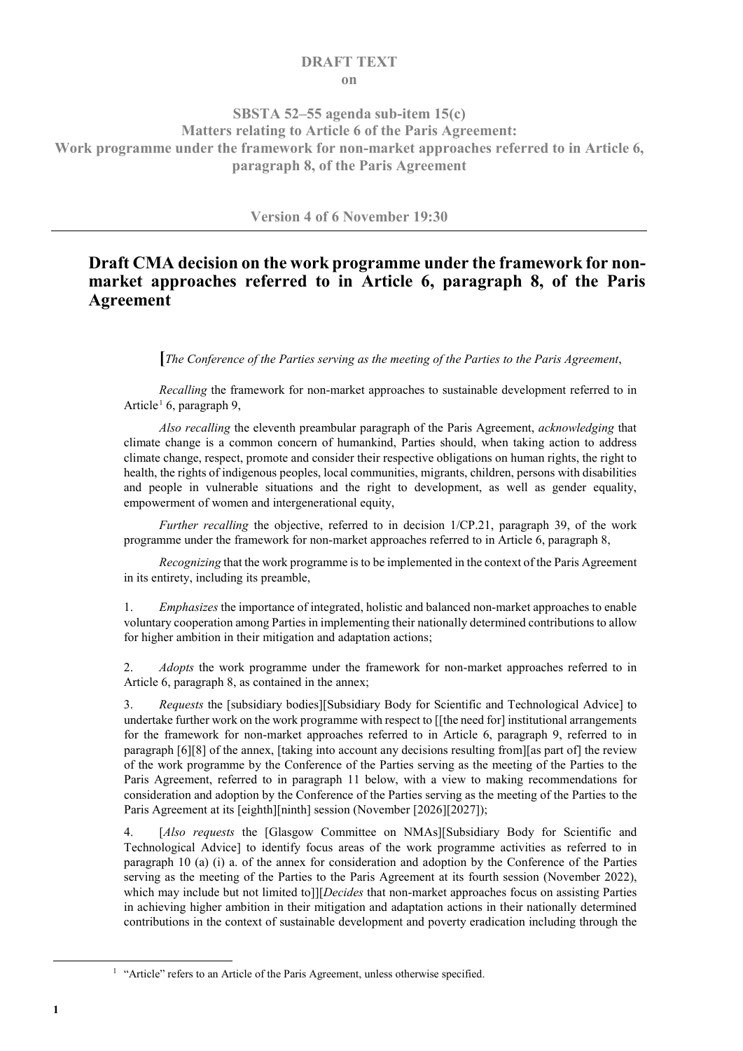**DRAFT TEXT**
**on**

**SBSTA 52–55 agenda sub-item 15(c)**
**Matters relating to Article 6 of the Paris Agreement:**
**Work programme under the framework for non-market approaches referred to in Article 6, paragraph 8, of the Paris Agreement**

**Version 4 of 6 November 19:30**

---

## Draft CMA decision on the work programme under the framework for non-market approaches referred to in Article 6, paragraph 8, of the Paris Agreement

[*The Conference of the Parties serving as the meeting of the Parties to the Paris Agreement*,

*Recalling* the framework for non-market approaches to sustainable development referred to in Article[1] 6, paragraph 9,

*Also recalling* the eleventh preambular paragraph of the Paris Agreement, *acknowledging* that climate change is a common concern of humankind, Parties should, when taking action to address climate change, respect, promote and consider their respective obligations on human rights, the right to health, the rights of indigenous peoples, local communities, migrants, children, persons with disabilities and people in vulnerable situations and the right to development, as well as gender equality, empowerment of women and intergenerational equity,

*Further recalling* the objective, referred to in decision 1/CP.21, paragraph 39, of the work programme under the framework for non-market approaches referred to in Article 6, paragraph 8,

*Recognizing* that the work programme is to be implemented in the context of the Paris Agreement in its entirety, including its preamble,

1. *Emphasizes* the importance of integrated, holistic and balanced non-market approaches to enable voluntary cooperation among Parties in implementing their nationally determined contributions to allow for higher ambition in their mitigation and adaptation actions;

2. *Adopts* the work programme under the framework for non-market approaches referred to in Article 6, paragraph 8, as contained in the annex;

3. *Requests* the [subsidiary bodies][Subsidiary Body for Scientific and Technological Advice] to undertake further work on the work programme with respect to [[the need for] institutional arrangements for the framework for non-market approaches referred to in Article 6, paragraph 9, referred to in paragraph [6][8] of the annex, [taking into account any decisions resulting from][as part of] the review of the work programme by the Conference of the Parties serving as the meeting of the Parties to the Paris Agreement, referred to in paragraph 11 below, with a view to making recommendations for consideration and adoption by the Conference of the Parties serving as the meeting of the Parties to the Paris Agreement at its [eighth][ninth] session (November [2026][2027]);

4. [*Also requests* the [Glasgow Committee on NMAs][Subsidiary Body for Scientific and Technological Advice] to identify focus areas of the work programme activities as referred to in paragraph 10 (a) (i) a. of the annex for consideration and adoption by the Conference of the Parties serving as the meeting of the Parties to the Paris Agreement at its fourth session (November 2022), which may include but not limited to]][*Decides* that non-market approaches focus on assisting Parties in achieving higher ambition in their mitigation and adaptation actions in their nationally determined contributions in the context of sustainable development and poverty eradication including through the

---

[1] "Article" refers to an Article of the Paris Agreement, unless otherwise specified.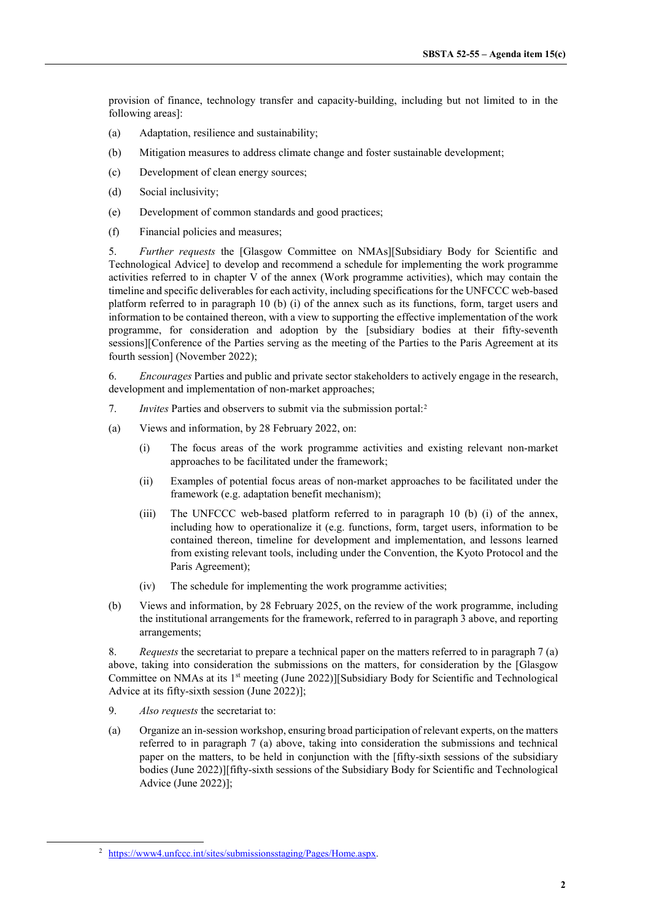provision of finance, technology transfer and capacity-building, including but not limited to in the following areas]:

(a) Adaptation, resilience and sustainability;

(b) Mitigation measures to address climate change and foster sustainable development;

(c) Development of clean energy sources;

(d) Social inclusivity;

(e) Development of common standards and good practices;

(f) Financial policies and measures;

5. *Further requests* the [Glasgow Committee on NMAs][Subsidiary Body for Scientific and Technological Advice] to develop and recommend a schedule for implementing the work programme activities referred to in chapter V of the annex (Work programme activities), which may contain the timeline and specific deliverables for each activity, including specifications for the UNFCCC web-based platform referred to in paragraph 10 (b) (i) of the annex such as its functions, form, target users and information to be contained thereon, with a view to supporting the effective implementation of the work programme, for consideration and adoption by the [subsidiary bodies at their fifty-seventh sessions][Conference of the Parties serving as the meeting of the Parties to the Paris Agreement at its fourth session] (November 2022);

6. *Encourages* Parties and public and private sector stakeholders to actively engage in the research, development and implementation of non-market approaches;

7. *Invites* Parties and observers to submit via the submission portal:[2]

(a) Views and information, by 28 February 2022, on:

 (i) The focus areas of the work programme activities and existing relevant non-market approaches to be facilitated under the framework;

 (ii) Examples of potential focus areas of non-market approaches to be facilitated under the framework (e.g. adaptation benefit mechanism);

 (iii) The UNFCCC web-based platform referred to in paragraph 10 (b) (i) of the annex, including how to operationalize it (e.g. functions, form, target users, information to be contained thereon, timeline for development and implementation, and lessons learned from existing relevant tools, including under the Convention, the Kyoto Protocol and the Paris Agreement);

 (iv) The schedule for implementing the work programme activities;

(b) Views and information, by 28 February 2025, on the review of the work programme, including the institutional arrangements for the framework, referred to in paragraph 3 above, and reporting arrangements;

8. *Requests* the secretariat to prepare a technical paper on the matters referred to in paragraph 7 (a) above, taking into consideration the submissions on the matters, for consideration by the [Glasgow Committee on NMAs at its 1st meeting (June 2022)][Subsidiary Body for Scientific and Technological Advice at its fifty-sixth session (June 2022)];

9. *Also requests* the secretariat to:

(a) Organize an in-session workshop, ensuring broad participation of relevant experts, on the matters referred to in paragraph 7 (a) above, taking into consideration the submissions and technical paper on the matters, to be held in conjunction with the [fifty-sixth sessions of the subsidiary bodies (June 2022)][fifty-sixth sessions of the Subsidiary Body for Scientific and Technological Advice (June 2022)];

---

[2] https://www4.unfccc.int/sites/submissionsstaging/Pages/Home.aspx.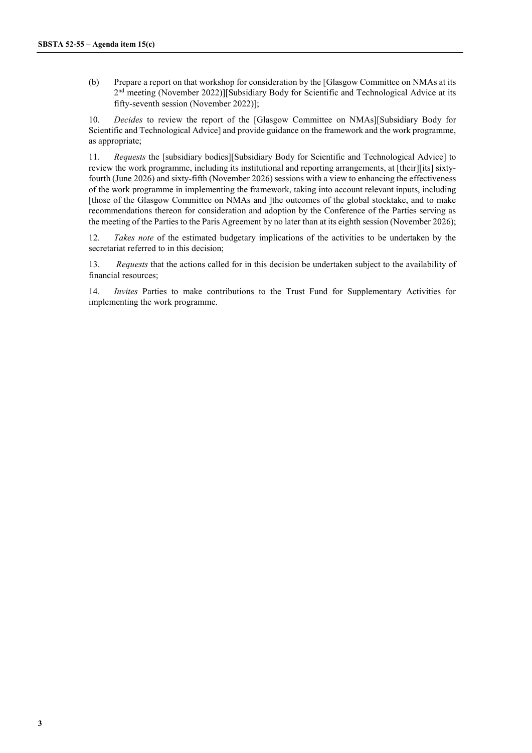(b) Prepare a report on that workshop for consideration by the [Glasgow Committee on NMAs at its 2nd meeting (November 2022)][Subsidiary Body for Scientific and Technological Advice at its fifty-seventh session (November 2022)];

10. *Decides* to review the report of the [Glasgow Committee on NMAs][Subsidiary Body for Scientific and Technological Advice] and provide guidance on the framework and the work programme, as appropriate;

11. *Requests* the [subsidiary bodies][Subsidiary Body for Scientific and Technological Advice] to review the work programme, including its institutional and reporting arrangements, at [their][its] sixty-fourth (June 2026) and sixty-fifth (November 2026) sessions with a view to enhancing the effectiveness of the work programme in implementing the framework, taking into account relevant inputs, including [those of the Glasgow Committee on NMAs and ]the outcomes of the global stocktake, and to make recommendations thereon for consideration and adoption by the Conference of the Parties serving as the meeting of the Parties to the Paris Agreement by no later than at its eighth session (November 2026);

12. *Takes note* of the estimated budgetary implications of the activities to be undertaken by the secretariat referred to in this decision;

13. *Requests* that the actions called for in this decision be undertaken subject to the availability of financial resources;

14. *Invites* Parties to make contributions to the Trust Fund for Supplementary Activities for implementing the work programme.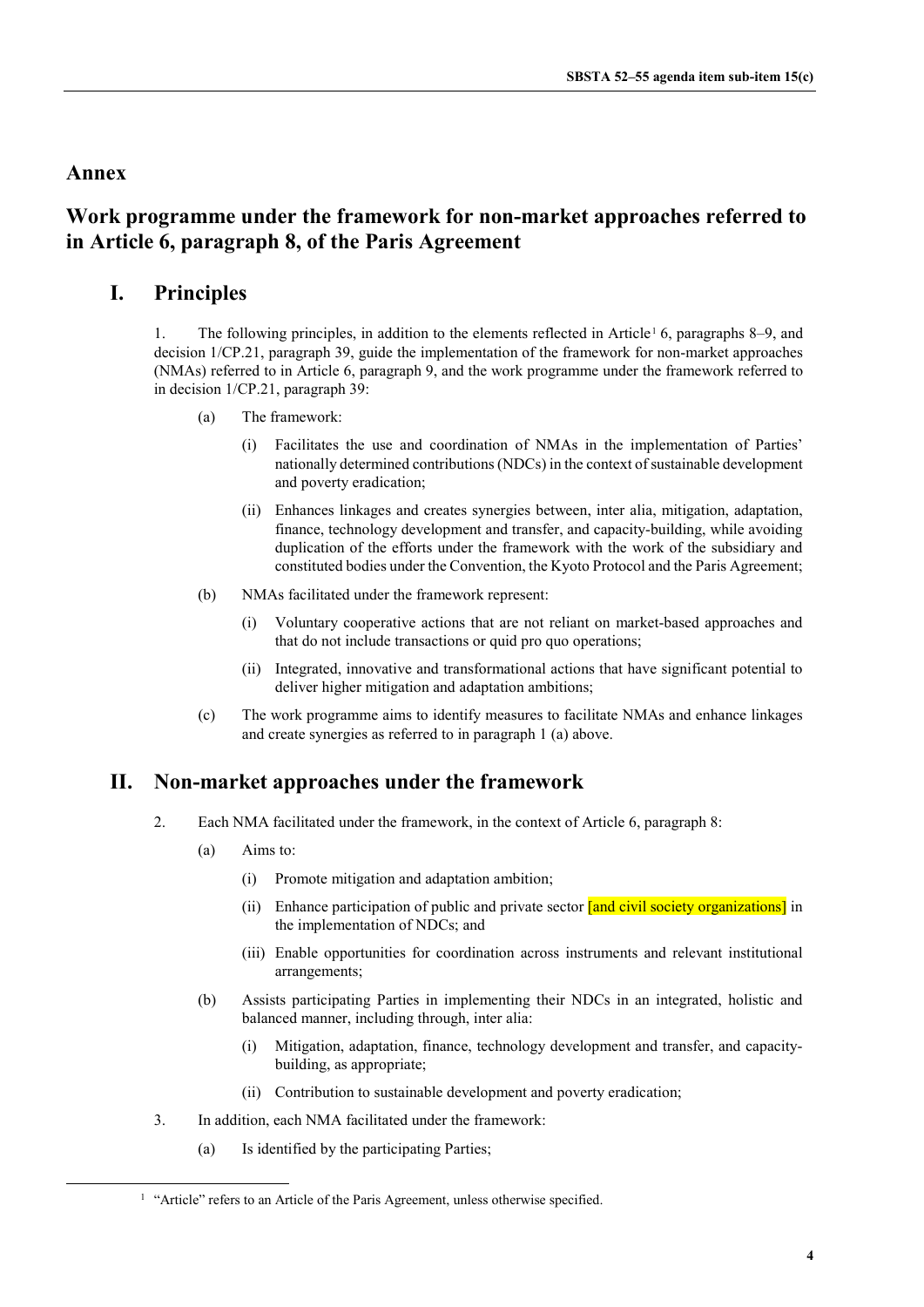# Annex

# Work programme under the framework for non-market approaches referred to in Article 6, paragraph 8, of the Paris Agreement

## I. Principles

1. The following principles, in addition to the elements reflected in Article[1] 6, paragraphs 8–9, and decision 1/CP.21, paragraph 39, guide the implementation of the framework for non-market approaches (NMAs) referred to in Article 6, paragraph 9, and the work programme under the framework referred to in decision 1/CP.21, paragraph 39:

   (a) The framework:

      (i) Facilitates the use and coordination of NMAs in the implementation of Parties' nationally determined contributions (NDCs) in the context of sustainable development and poverty eradication;

      (ii) Enhances linkages and creates synergies between, inter alia, mitigation, adaptation, finance, technology development and transfer, and capacity-building, while avoiding duplication of the efforts under the framework with the work of the subsidiary and constituted bodies under the Convention, the Kyoto Protocol and the Paris Agreement;

   (b) NMAs facilitated under the framework represent:

      (i) Voluntary cooperative actions that are not reliant on market-based approaches and that do not include transactions or quid pro quo operations;

      (ii) Integrated, innovative and transformational actions that have significant potential to deliver higher mitigation and adaptation ambitions;

   (c) The work programme aims to identify measures to facilitate NMAs and enhance linkages and create synergies as referred to in paragraph 1 (a) above.

## II. Non-market approaches under the framework

2. Each NMA facilitated under the framework, in the context of Article 6, paragraph 8:

   (a) Aims to:

      (i) Promote mitigation and adaptation ambition;

      (ii) Enhance participation of public and private sector [and civil society organizations] in the implementation of NDCs; and

      (iii) Enable opportunities for coordination across instruments and relevant institutional arrangements;

   (b) Assists participating Parties in implementing their NDCs in an integrated, holistic and balanced manner, including through, inter alia:

      (i) Mitigation, adaptation, finance, technology development and transfer, and capacity-building, as appropriate;

      (ii) Contribution to sustainable development and poverty eradication;

3. In addition, each NMA facilitated under the framework:

   (a) Is identified by the participating Parties;

---

[1] "Article" refers to an Article of the Paris Agreement, unless otherwise specified.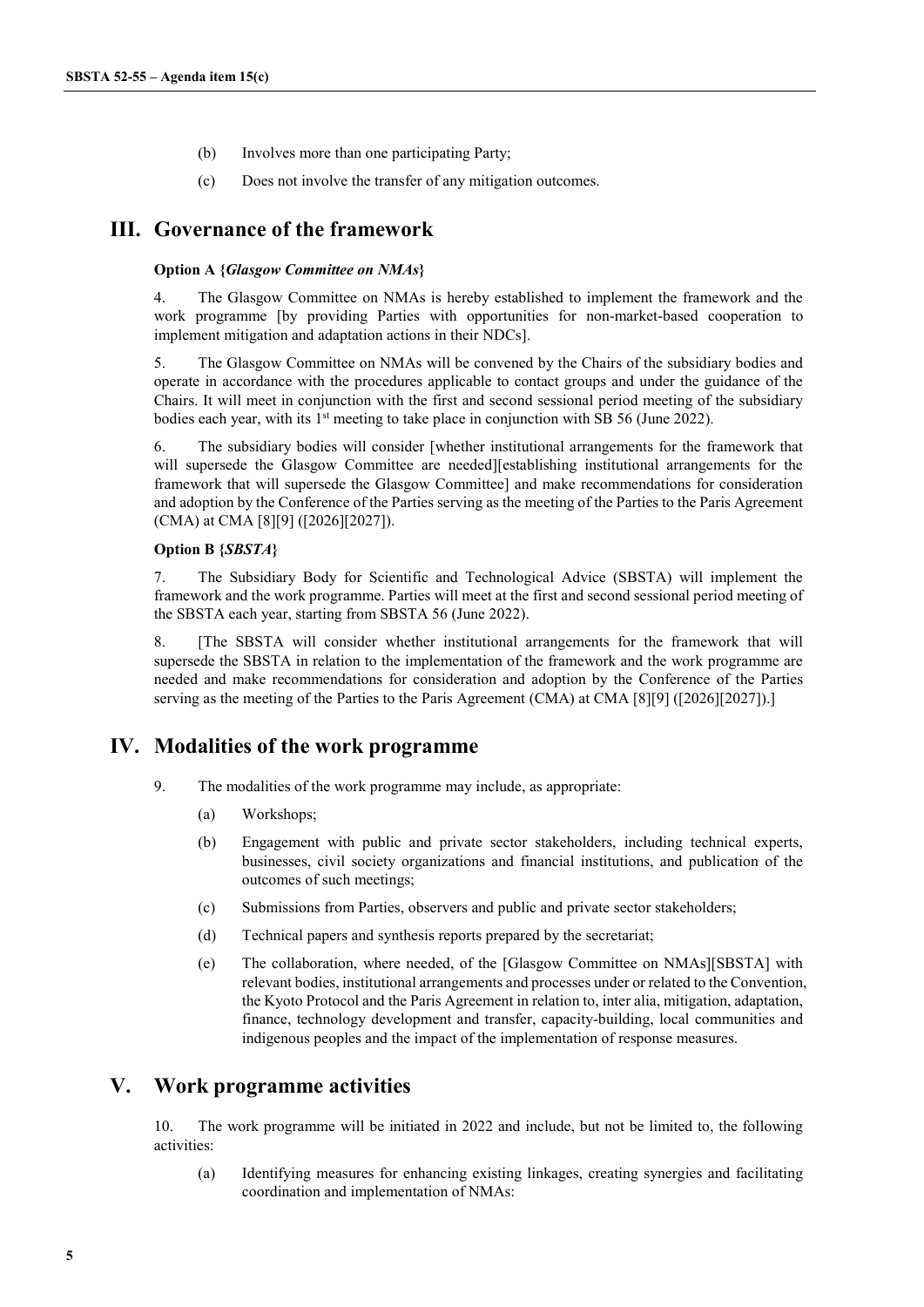(b) Involves more than one participating Party;

(c) Does not involve the transfer of any mitigation outcomes.

## III. Governance of the framework

**Option A {*Glasgow Committee on NMAs*}**

4. The Glasgow Committee on NMAs is hereby established to implement the framework and the work programme [by providing Parties with opportunities for non-market-based cooperation to implement mitigation and adaptation actions in their NDCs].

5. The Glasgow Committee on NMAs will be convened by the Chairs of the subsidiary bodies and operate in accordance with the procedures applicable to contact groups and under the guidance of the Chairs. It will meet in conjunction with the first and second sessional period meeting of the subsidiary bodies each year, with its 1st meeting to take place in conjunction with SB 56 (June 2022).

6. The subsidiary bodies will consider [whether institutional arrangements for the framework that will supersede the Glasgow Committee are needed][establishing institutional arrangements for the framework that will supersede the Glasgow Committee] and make recommendations for consideration and adoption by the Conference of the Parties serving as the meeting of the Parties to the Paris Agreement (CMA) at CMA [8][9] ([2026][2027]).

**Option B {*SBSTA*}**

7. The Subsidiary Body for Scientific and Technological Advice (SBSTA) will implement the framework and the work programme. Parties will meet at the first and second sessional period meeting of the SBSTA each year, starting from SBSTA 56 (June 2022).

8. [The SBSTA will consider whether institutional arrangements for the framework that will supersede the SBSTA in relation to the implementation of the framework and the work programme are needed and make recommendations for consideration and adoption by the Conference of the Parties serving as the meeting of the Parties to the Paris Agreement (CMA) at CMA [8][9] ([2026][2027]).]

## IV. Modalities of the work programme

9. The modalities of the work programme may include, as appropriate:

(a) Workshops;

(b) Engagement with public and private sector stakeholders, including technical experts, businesses, civil society organizations and financial institutions, and publication of the outcomes of such meetings;

(c) Submissions from Parties, observers and public and private sector stakeholders;

(d) Technical papers and synthesis reports prepared by the secretariat;

(e) The collaboration, where needed, of the [Glasgow Committee on NMAs][SBSTA] with relevant bodies, institutional arrangements and processes under or related to the Convention, the Kyoto Protocol and the Paris Agreement in relation to, inter alia, mitigation, adaptation, finance, technology development and transfer, capacity-building, local communities and indigenous peoples and the impact of the implementation of response measures.

## V. Work programme activities

10. The work programme will be initiated in 2022 and include, but not be limited to, the following activities:

(a) Identifying measures for enhancing existing linkages, creating synergies and facilitating coordination and implementation of NMAs: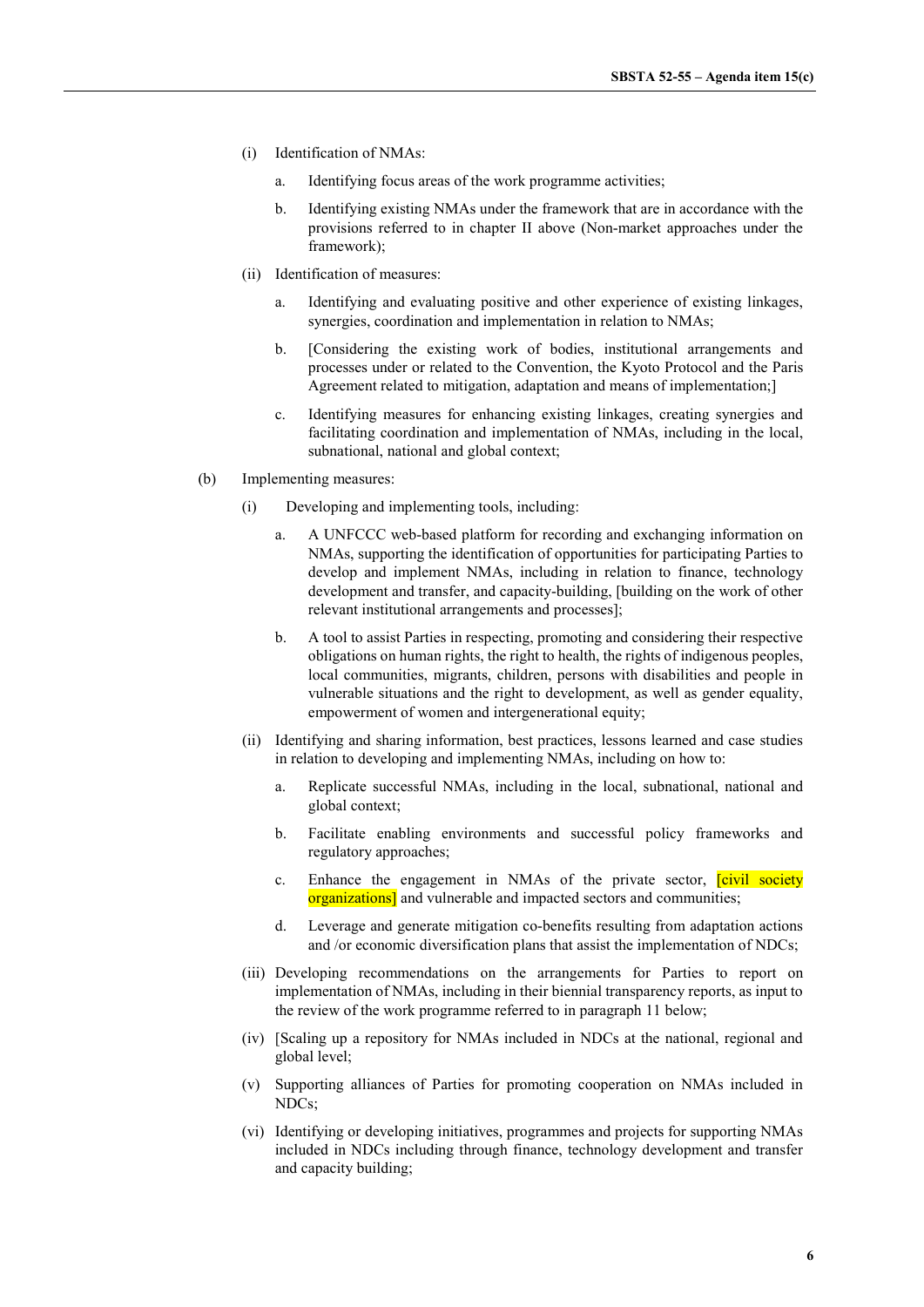(i) Identification of NMAs:

a. Identifying focus areas of the work programme activities;

b. Identifying existing NMAs under the framework that are in accordance with the provisions referred to in chapter II above (Non-market approaches under the framework);

(ii) Identification of measures:

a. Identifying and evaluating positive and other experience of existing linkages, synergies, coordination and implementation in relation to NMAs;

b. [Considering the existing work of bodies, institutional arrangements and processes under or related to the Convention, the Kyoto Protocol and the Paris Agreement related to mitigation, adaptation and means of implementation;]

c. Identifying measures for enhancing existing linkages, creating synergies and facilitating coordination and implementation of NMAs, including in the local, subnational, national and global context;

(b) Implementing measures:

(i) Developing and implementing tools, including:

a. A UNFCCC web-based platform for recording and exchanging information on NMAs, supporting the identification of opportunities for participating Parties to develop and implement NMAs, including in relation to finance, technology development and transfer, and capacity-building, [building on the work of other relevant institutional arrangements and processes];

b. A tool to assist Parties in respecting, promoting and considering their respective obligations on human rights, the right to health, the rights of indigenous peoples, local communities, migrants, children, persons with disabilities and people in vulnerable situations and the right to development, as well as gender equality, empowerment of women and intergenerational equity;

(ii) Identifying and sharing information, best practices, lessons learned and case studies in relation to developing and implementing NMAs, including on how to:

a. Replicate successful NMAs, including in the local, subnational, national and global context;

b. Facilitate enabling environments and successful policy frameworks and regulatory approaches;

c. Enhance the engagement in NMAs of the private sector, [civil society organizations] and vulnerable and impacted sectors and communities;

d. Leverage and generate mitigation co-benefits resulting from adaptation actions and /or economic diversification plans that assist the implementation of NDCs;

(iii) Developing recommendations on the arrangements for Parties to report on implementation of NMAs, including in their biennial transparency reports, as input to the review of the work programme referred to in paragraph 11 below;

(iv) [Scaling up a repository for NMAs included in NDCs at the national, regional and global level;

(v) Supporting alliances of Parties for promoting cooperation on NMAs included in NDCs;

(vi) Identifying or developing initiatives, programmes and projects for supporting NMAs included in NDCs including through finance, technology development and transfer and capacity building;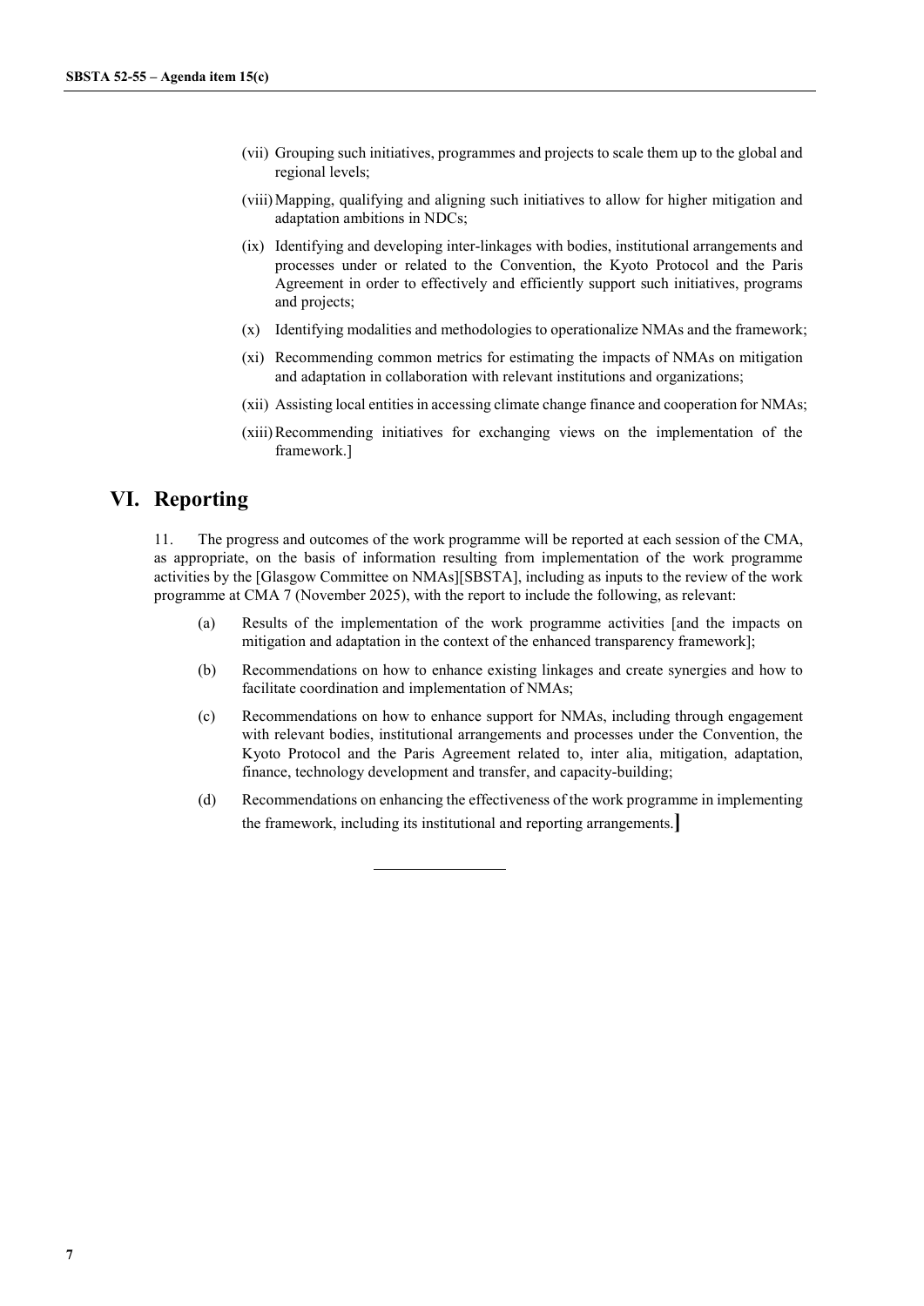(vii) Grouping such initiatives, programmes and projects to scale them up to the global and regional levels;

(viii) Mapping, qualifying and aligning such initiatives to allow for higher mitigation and adaptation ambitions in NDCs;

(ix) Identifying and developing inter-linkages with bodies, institutional arrangements and processes under or related to the Convention, the Kyoto Protocol and the Paris Agreement in order to effectively and efficiently support such initiatives, programs and projects;

(x) Identifying modalities and methodologies to operationalize NMAs and the framework;

(xi) Recommending common metrics for estimating the impacts of NMAs on mitigation and adaptation in collaboration with relevant institutions and organizations;

(xii) Assisting local entities in accessing climate change finance and cooperation for NMAs;

(xiii) Recommending initiatives for exchanging views on the implementation of the framework.]

## VI. Reporting

11. The progress and outcomes of the work programme will be reported at each session of the CMA, as appropriate, on the basis of information resulting from implementation of the work programme activities by the [Glasgow Committee on NMAs][SBSTA], including as inputs to the review of the work programme at CMA 7 (November 2025), with the report to include the following, as relevant:

(a) Results of the implementation of the work programme activities [and the impacts on mitigation and adaptation in the context of the enhanced transparency framework];

(b) Recommendations on how to enhance existing linkages and create synergies and how to facilitate coordination and implementation of NMAs;

(c) Recommendations on how to enhance support for NMAs, including through engagement with relevant bodies, institutional arrangements and processes under the Convention, the Kyoto Protocol and the Paris Agreement related to, inter alia, mitigation, adaptation, finance, technology development and transfer, and capacity-building;

(d) Recommendations on enhancing the effectiveness of the work programme in implementing the framework, including its institutional and reporting arrangements.**]**